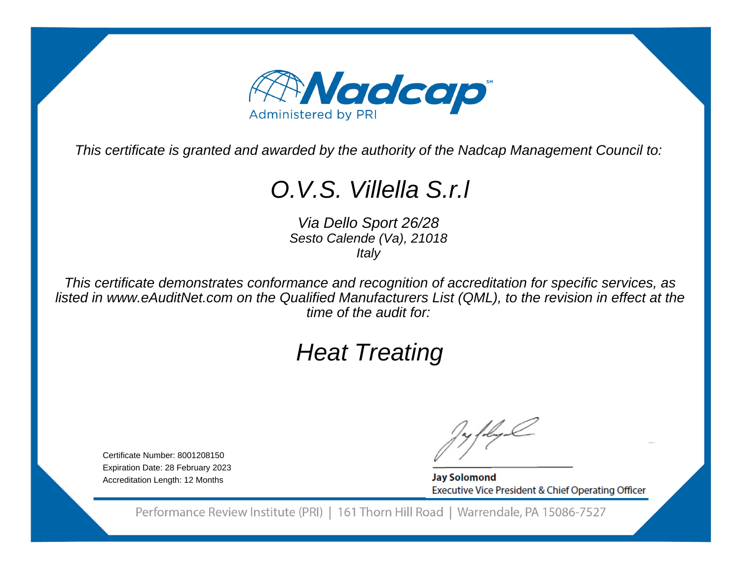Nadcap

Administered by PRI

*This certificate is granted and awarded by the authority of the Nadcap Management Council to:*

# *O.V.S. Villella S.r.l*

*Via Dello Sport 26/28*
*Sesto Calende (Va), 21018*
*Italy*

*This certificate demonstrates conformance and recognition of accreditation for specific services, as listed in www.eAuditNet.com on the Qualified Manufacturers List (QML), to the revision in effect at the time of the audit for:*

# *Heat Treating*

Certificate Number: 8001208150
Expiration Date: 28 February 2023
Accreditation Length: 12 Months

**Jay Solomond**
Executive Vice President & Chief Operating Officer

Performance Review Institute (PRI) | 161 Thorn Hill Road | Warrendale, PA 15086-7527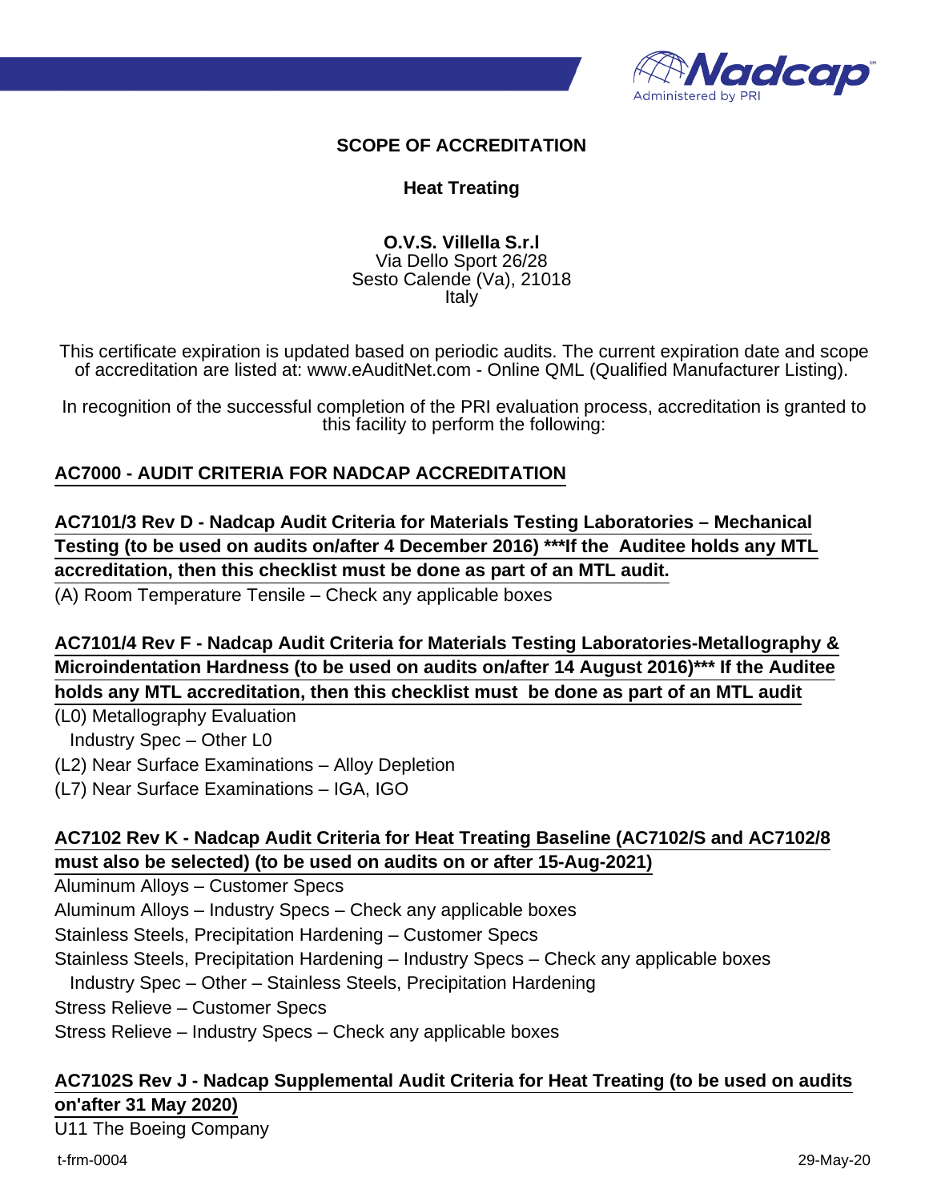**SCOPE OF ACCREDITATION**

**Heat Treating**

**O.V.S. Villella S.r.l**
Via Dello Sport 26/28
Sesto Calende (Va), 21018
Italy

This certificate expiration is updated based on periodic audits. The current expiration date and scope of accreditation are listed at: www.eAuditNet.com - Online QML (Qualified Manufacturer Listing).

In recognition of the successful completion of the PRI evaluation process, accreditation is granted to this facility to perform the following:

**AC7000 - AUDIT CRITERIA FOR NADCAP ACCREDITATION**

**AC7101/3 Rev D - Nadcap Audit Criteria for Materials Testing Laboratories – Mechanical Testing (to be used on audits on/after 4 December 2016) ***If the Auditee holds any MTL accreditation, then this checklist must be done as part of an MTL audit.**

(A) Room Temperature Tensile – Check any applicable boxes

**AC7101/4 Rev F - Nadcap Audit Criteria for Materials Testing Laboratories-Metallography & Microindentation Hardness (to be used on audits on/after 14 August 2016)*** If the Auditee holds any MTL accreditation, then this checklist must be done as part of an MTL audit**

(L0) Metallography Evaluation
  Industry Spec – Other L0
(L2) Near Surface Examinations – Alloy Depletion
(L7) Near Surface Examinations – IGA, IGO

**AC7102 Rev K - Nadcap Audit Criteria for Heat Treating Baseline (AC7102/S and AC7102/8 must also be selected) (to be used on audits on or after 15-Aug-2021)**

Aluminum Alloys – Customer Specs
Aluminum Alloys – Industry Specs – Check any applicable boxes
Stainless Steels, Precipitation Hardening – Customer Specs
Stainless Steels, Precipitation Hardening – Industry Specs – Check any applicable boxes
  Industry Spec – Other – Stainless Steels, Precipitation Hardening
Stress Relieve – Customer Specs
Stress Relieve – Industry Specs – Check any applicable boxes

**AC7102S Rev J - Nadcap Supplemental Audit Criteria for Heat Treating (to be used on audits on'after 31 May 2020)**

U11 The Boeing Company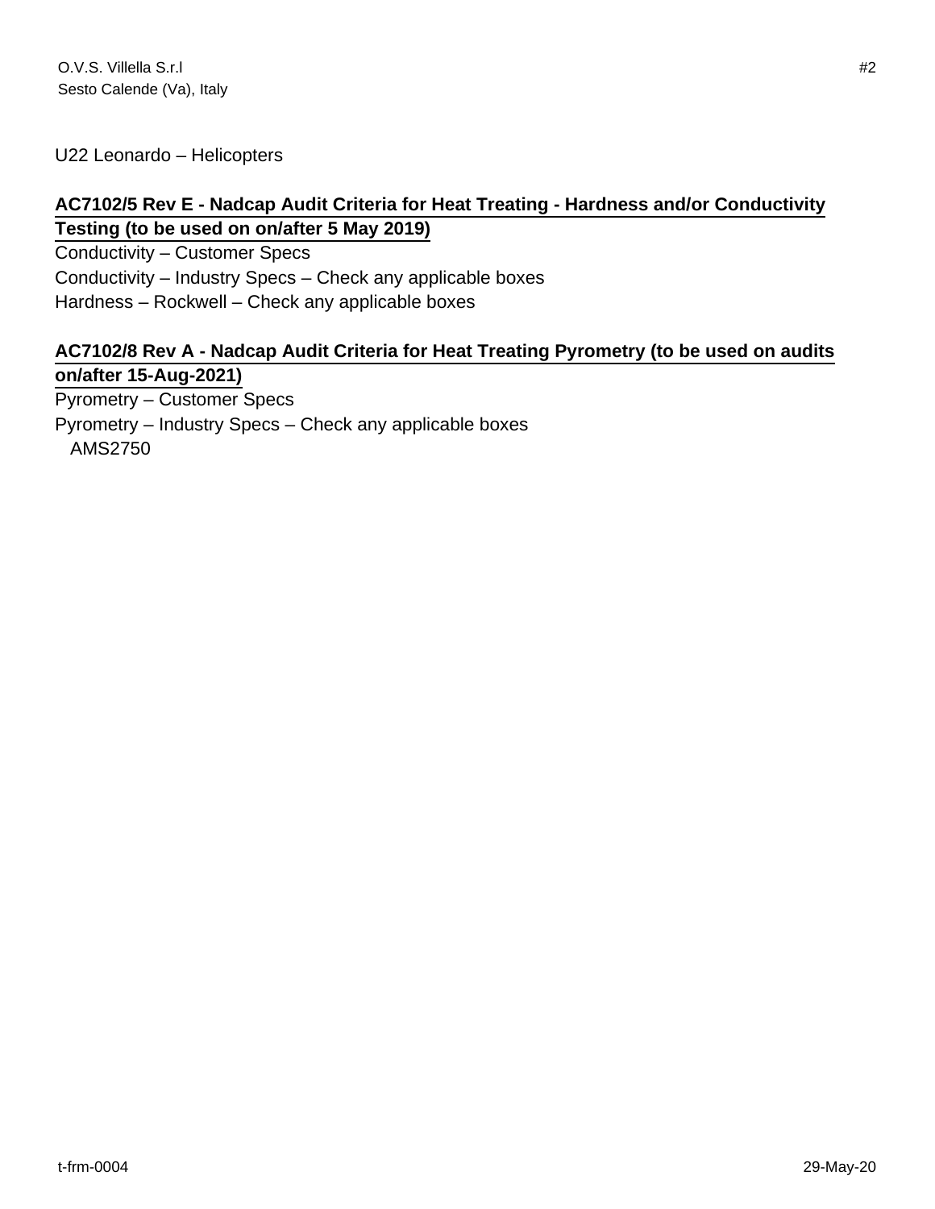U22 Leonardo – Helicopters

**AC7102/5 Rev E - Nadcap Audit Criteria for Heat Treating - Hardness and/or Conductivity Testing (to be used on on/after 5 May 2019)**

Conductivity – Customer Specs

Conductivity – Industry Specs – Check any applicable boxes

Hardness – Rockwell – Check any applicable boxes

**AC7102/8 Rev A - Nadcap Audit Criteria for Heat Treating Pyrometry (to be used on audits on/after 15-Aug-2021)**

Pyrometry – Customer Specs

Pyrometry – Industry Specs – Check any applicable boxes

AMS2750